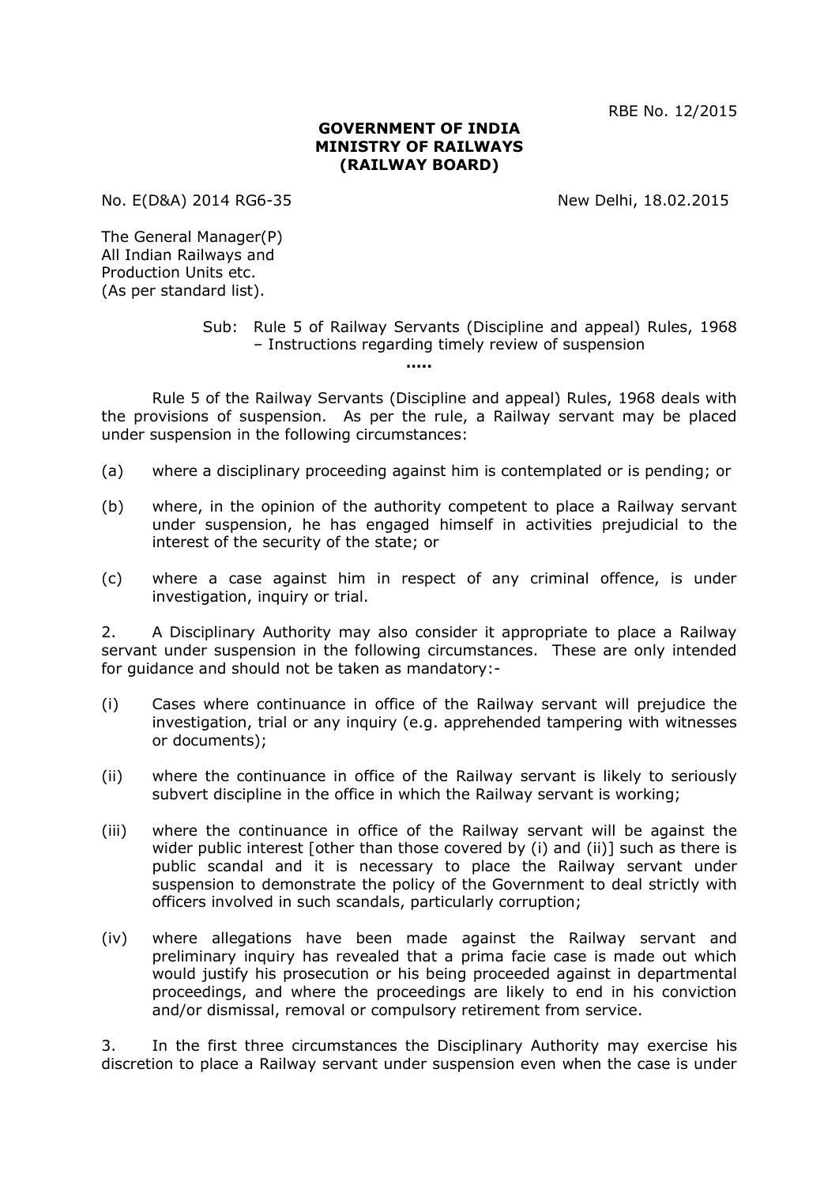RBE No. 12/2015

**GOVERNMENT OF INDIA**
**MINISTRY OF RAILWAYS**
**(RAILWAY BOARD)**

No. E(D&A) 2014 RG6-35 New Delhi, 18.02.2015

The General Manager(P)
All Indian Railways and
Production Units etc.
(As per standard list).

Sub: Rule 5 of Railway Servants (Discipline and appeal) Rules, 1968 – Instructions regarding timely review of suspension

.....

Rule 5 of the Railway Servants (Discipline and appeal) Rules, 1968 deals with the provisions of suspension. As per the rule, a Railway servant may be placed under suspension in the following circumstances:

(a) where a disciplinary proceeding against him is contemplated or is pending; or

(b) where, in the opinion of the authority competent to place a Railway servant under suspension, he has engaged himself in activities prejudicial to the interest of the security of the state; or

(c) where a case against him in respect of any criminal offence, is under investigation, inquiry or trial.

2. A Disciplinary Authority may also consider it appropriate to place a Railway servant under suspension in the following circumstances. These are only intended for guidance and should not be taken as mandatory:-

(i) Cases where continuance in office of the Railway servant will prejudice the investigation, trial or any inquiry (e.g. apprehended tampering with witnesses or documents);

(ii) where the continuance in office of the Railway servant is likely to seriously subvert discipline in the office in which the Railway servant is working;

(iii) where the continuance in office of the Railway servant will be against the wider public interest [other than those covered by (i) and (ii)] such as there is public scandal and it is necessary to place the Railway servant under suspension to demonstrate the policy of the Government to deal strictly with officers involved in such scandals, particularly corruption;

(iv) where allegations have been made against the Railway servant and preliminary inquiry has revealed that a prima facie case is made out which would justify his prosecution or his being proceeded against in departmental proceedings, and where the proceedings are likely to end in his conviction and/or dismissal, removal or compulsory retirement from service.

3. In the first three circumstances the Disciplinary Authority may exercise his discretion to place a Railway servant under suspension even when the case is under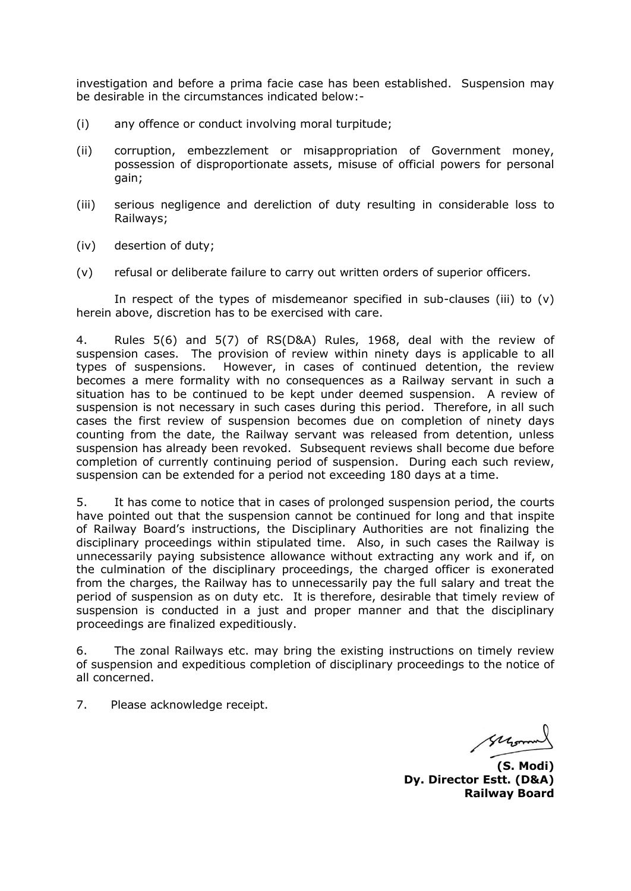investigation and before a prima facie case has been established. Suspension may be desirable in the circumstances indicated below:-

(i) any offence or conduct involving moral turpitude;

(ii) corruption, embezzlement or misappropriation of Government money, possession of disproportionate assets, misuse of official powers for personal gain;

(iii) serious negligence and dereliction of duty resulting in considerable loss to Railways;

(iv) desertion of duty;

(v) refusal or deliberate failure to carry out written orders of superior officers.

In respect of the types of misdemeanor specified in sub-clauses (iii) to (v) herein above, discretion has to be exercised with care.

4. Rules 5(6) and 5(7) of RS(D&A) Rules, 1968, deal with the review of suspension cases. The provision of review within ninety days is applicable to all types of suspensions. However, in cases of continued detention, the review becomes a mere formality with no consequences as a Railway servant in such a situation has to be continued to be kept under deemed suspension. A review of suspension is not necessary in such cases during this period. Therefore, in all such cases the first review of suspension becomes due on completion of ninety days counting from the date, the Railway servant was released from detention, unless suspension has already been revoked. Subsequent reviews shall become due before completion of currently continuing period of suspension. During each such review, suspension can be extended for a period not exceeding 180 days at a time.

5. It has come to notice that in cases of prolonged suspension period, the courts have pointed out that the suspension cannot be continued for long and that inspite of Railway Board's instructions, the Disciplinary Authorities are not finalizing the disciplinary proceedings within stipulated time. Also, in such cases the Railway is unnecessarily paying subsistence allowance without extracting any work and if, on the culmination of the disciplinary proceedings, the charged officer is exonerated from the charges, the Railway has to unnecessarily pay the full salary and treat the period of suspension as on duty etc. It is therefore, desirable that timely review of suspension is conducted in a just and proper manner and that the disciplinary proceedings are finalized expeditiously.

6. The zonal Railways etc. may bring the existing instructions on timely review of suspension and expeditious completion of disciplinary proceedings to the notice of all concerned.

7. Please acknowledge receipt.

**(S. Modi)**
**Dy. Director Estt. (D&A)**
**Railway Board**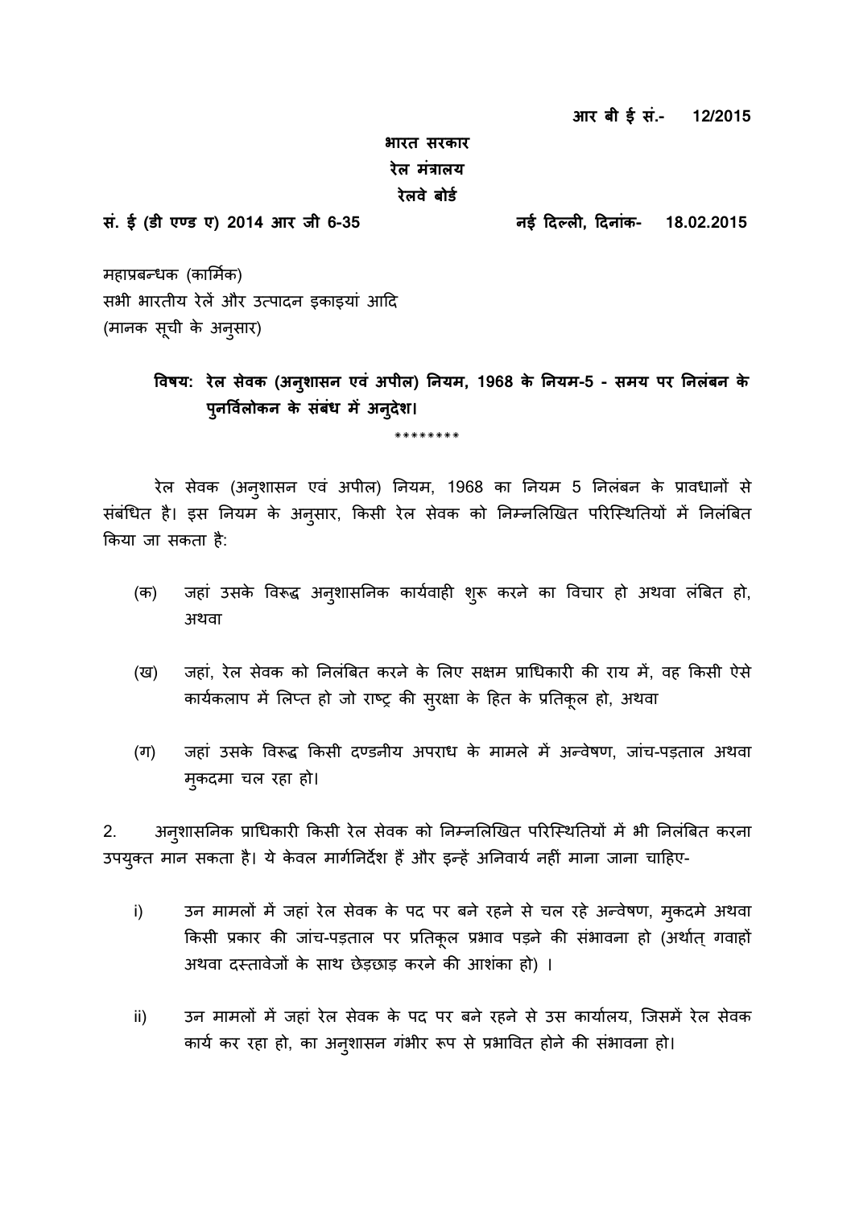**आर बी ई सं.- 12/2015**

**भारत सरकार**
**रेल मंत्रालय**
**रेलवे बोर्ड**

**सं. ई (डी एण्ड ए) 2014 आर जी 6-35** **नई दिल्ली, दिनांक- 18.02.2015**

महाप्रबन्धक (कार्मिक)
सभी भारतीय रेलें और उत्पादन इकाइयां आदि
(मानक सूची के अनुसार)

**विषय: रेल सेवक (अनुशासन एवं अपील) नियम, 1968 के नियम-5 - समय पर निलंबन के पुनर्विलोकन के संबंध में अनुदेश।**

\*\*\*\*\*\*\*\*

रेल सेवक (अनुशासन एवं अपील) नियम, 1968 का नियम 5 निलंबन के प्रावधानों से संबंधित है। इस नियम के अनुसार, किसी रेल सेवक को निम्नलिखित परिस्थितियों में निलंबित किया जा सकता है:

(क) जहां उसके विरूद्ध अनुशासनिक कार्यवाही शुरू करने का विचार हो अथवा लंबित हो, अथवा

(ख) जहां, रेल सेवक को निलंबित करने के लिए सक्षम प्राधिकारी की राय में, वह किसी ऐसे कार्यकलाप में लिप्त हो जो राष्ट्र की सुरक्षा के हित के प्रतिकूल हो, अथवा

(ग) जहां उसके विरूद्ध किसी दण्डनीय अपराध के मामले में अन्वेषण, जांच-पड़ताल अथवा मुकदमा चल रहा हो।

2. अनुशासनिक प्राधिकारी किसी रेल सेवक को निम्नलिखित परिस्थितियों में भी निलंबित करना उपयुक्त मान सकता है। ये केवल मार्गनिर्देश हैं और इन्हें अनिवार्य नहीं माना जाना चाहिए-

i) उन मामलों में जहां रेल सेवक के पद पर बने रहने से चल रहे अन्वेषण, मुकदमे अथवा किसी प्रकार की जांच-पड़ताल पर प्रतिकूल प्रभाव पड़ने की संभावना हो (अर्थात् गवाहों अथवा दस्तावेजों के साथ छेड़छाड़ करने की आशंका हो) ।

ii) उन मामलों में जहां रेल सेवक के पद पर बने रहने से उस कार्यालय, जिसमें रेल सेवक कार्य कर रहा हो, का अनुशासन गंभीर रूप से प्रभावित होने की संभावना हो।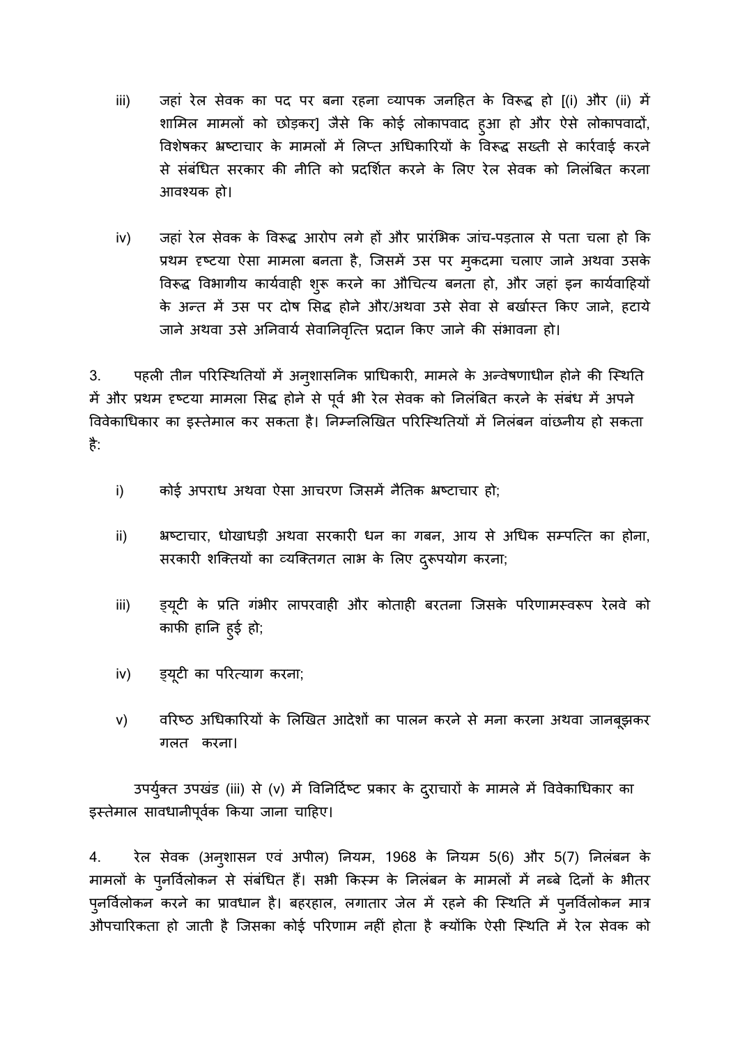iii) जहां रेल सेवक का पद पर बना रहना व्यापक जनहित के विरूद्ध हो [(i) और (ii) में शामिल मामलों को छोड़कर] जैसे कि कोई लोकापवाद हुआ हो और ऐसे लोकापवादों, विशेषकर भ्रष्टाचार के मामलों में लिप्त अधिकारियों के विरूद्ध सख्ती से कार्रवाई करने से संबंधित सरकार की नीति को प्रदर्शित करने के लिए रेल सेवक को निलंबित करना आवश्यक हो।

iv) जहां रेल सेवक के विरूद्ध आरोप लगे हों और प्रारंभिक जांच-पड़ताल से पता चला हो कि प्रथम दृष्टया ऐसा मामला बनता है, जिसमें उस पर मुकदमा चलाए जाने अथवा उसके विरूद्ध विभागीय कार्यवाही शुरू करने का औचित्य बनता हो, और जहां इन कार्यवाहियों के अन्त में उस पर दोष सिद्ध होने और/अथवा उसे सेवा से बर्खास्त किए जाने, हटाये जाने अथवा उसे अनिवार्य सेवानिवृत्ति प्रदान किए जाने की संभावना हो।

3. पहली तीन परिस्थितियों में अनुशासनिक प्राधिकारी, मामले के अन्वेषणाधीन होने की स्थिति में और प्रथम दृष्टया मामला सिद्ध होने से पूर्व भी रेल सेवक को निलंबित करने के संबंध में अपने विवेकाधिकार का इस्तेमाल कर सकता है। निम्नलिखित परिस्थितियों में निलंबन वांछनीय हो सकता है:

i) कोई अपराध अथवा ऐसा आचरण जिसमें नैतिक भ्रष्टाचार हो;

ii) भ्रष्टाचार, धोखाधड़ी अथवा सरकारी धन का गबन, आय से अधिक सम्पत्ति का होना, सरकारी शक्तियों का व्यक्तिगत लाभ के लिए दुरूपयोग करना;

iii) ड्यूटी के प्रति गंभीर लापरवाही और कोताही बरतना जिसके परिणामस्वरूप रेलवे को काफी हानि हुई हो;

iv) ड्यूटी का परित्याग करना;

v) वरिष्ठ अधिकारियों के लिखित आदेशों का पालन करने से मना करना अथवा जानबूझकर गलत करना।

उपर्युक्त उपखंड (iii) से (v) में विनिर्दिष्ट प्रकार के दुराचारों के मामले में विवेकाधिकार का इस्तेमाल सावधानीपूर्वक किया जाना चाहिए।

4. रेल सेवक (अनुशासन एवं अपील) नियम, 1968 के नियम 5(6) और 5(7) निलंबन के मामलों के पुनर्विलोकन से संबंधित हैं। सभी किस्म के निलंबन के मामलों में नब्बे दिनों के भीतर पुनर्विलोकन करने का प्रावधान है। बहरहाल, लगातार जेल में रहने की स्थिति में पुनर्विलोकन मात्र औपचारिकता हो जाती है जिसका कोई परिणाम नहीं होता है क्योंकि ऐसी स्थिति में रेल सेवक को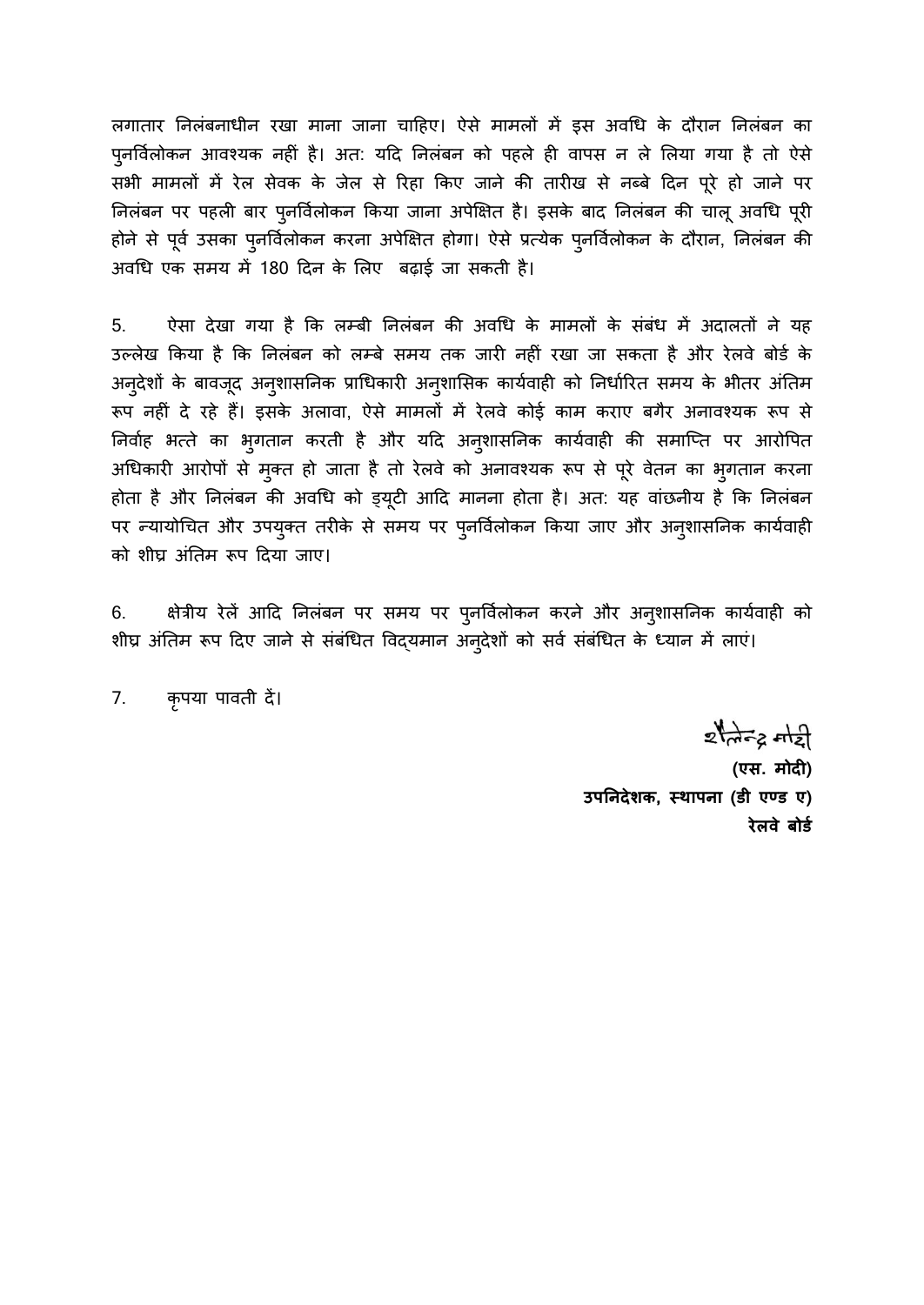लगातार निलंबनाधीन रखा माना जाना चाहिए। ऐसे मामलों में इस अवधि के दौरान निलंबन का पुनर्विलोकन आवश्यक नहीं है। अत: यदि निलंबन को पहले ही वापस न ले लिया गया है तो ऐसे सभी मामलों में रेल सेवक के जेल से रिहा किए जाने की तारीख से नब्बे दिन पूरे हो जाने पर निलंबन पर पहली बार पुनर्विलोकन किया जाना अपेक्षित है। इसके बाद निलंबन की चालू अवधि पूरी होने से पूर्व उसका पुनर्विलोकन करना अपेक्षित होगा। ऐसे प्रत्येक पुनर्विलोकन के दौरान, निलंबन की अवधि एक समय में 180 दिन के लिए बढ़ाई जा सकती है।

5. ऐसा देखा गया है कि लम्बी निलंबन की अवधि के मामलों के संबंध में अदालतों ने यह उल्लेख किया है कि निलंबन को लम्बे समय तक जारी नहीं रखा जा सकता है और रेलवे बोर्ड के अनुदेशों के बावजूद अनुशासनिक प्राधिकारी अनुशासिक कार्यवाही को निर्धारित समय के भीतर अंतिम रूप नहीं दे रहे हैं। इसके अलावा, ऐसे मामलों में रेलवे कोई काम कराए बगैर अनावश्यक रूप से निर्वाह भत्ते का भुगतान करती है और यदि अनुशासनिक कार्यवाही की समाप्ति पर आरोपित अधिकारी आरोपों से मुक्त हो जाता है तो रेलवे को अनावश्यक रूप से पूरे वेतन का भुगतान करना होता है और निलंबन की अवधि को ड्यूटी आदि मानना होता है। अत: यह वांछनीय है कि निलंबन पर न्यायोचित और उपयुक्त तरीके से समय पर पुनर्विलोकन किया जाए और अनुशासनिक कार्यवाही को शीघ्र अंतिम रूप दिया जाए।

6. क्षेत्रीय रेलें आदि निलंबन पर समय पर पुनर्विलोकन करने और अनुशासनिक कार्यवाही को शीघ्र अंतिम रूप दिए जाने से संबंधित विद्यमान अनुदेशों को सर्व संबंधित के ध्यान में लाएं।

7. कृपया पावती दें।

शैलेन्द्र मोदी

**(एस. मोदी)**
**उपनिदेशक, स्थापना (डी एण्ड ए)**
**रेलवे बोर्ड**